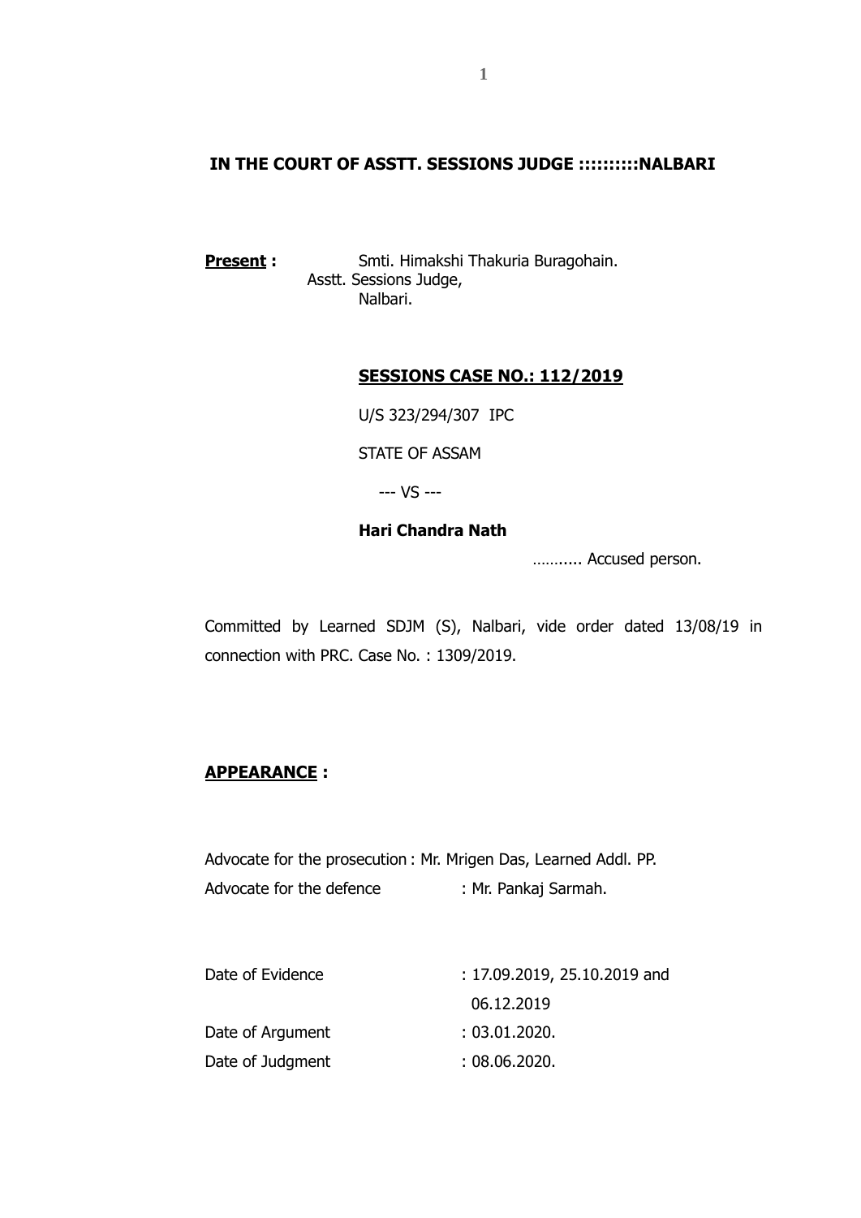**IN THE COURT OF ASSTT. SESSIONS JUDGE ::::::::::NALBARI**

**Present :** Smti. Himakshi Thakuria Buragohain.
Asstt. Sessions Judge,
Nalbari.

**SESSIONS CASE NO.: 112/2019**

U/S 323/294/307 IPC

STATE OF ASSAM

--- VS ---

**Hari Chandra Nath**

……..... Accused person.

Committed by Learned SDJM (S), Nalbari, vide order dated 13/08/19 in connection with PRC. Case No. : 1309/2019.

**APPEARANCE :**

Advocate for the prosecution : Mr. Mrigen Das, Learned Addl. PP.
Advocate for the defence : Mr. Pankaj Sarmah.

Date of Evidence : 17.09.2019, 25.10.2019 and 06.12.2019
Date of Argument : 03.01.2020.
Date of Judgment : 08.06.2020.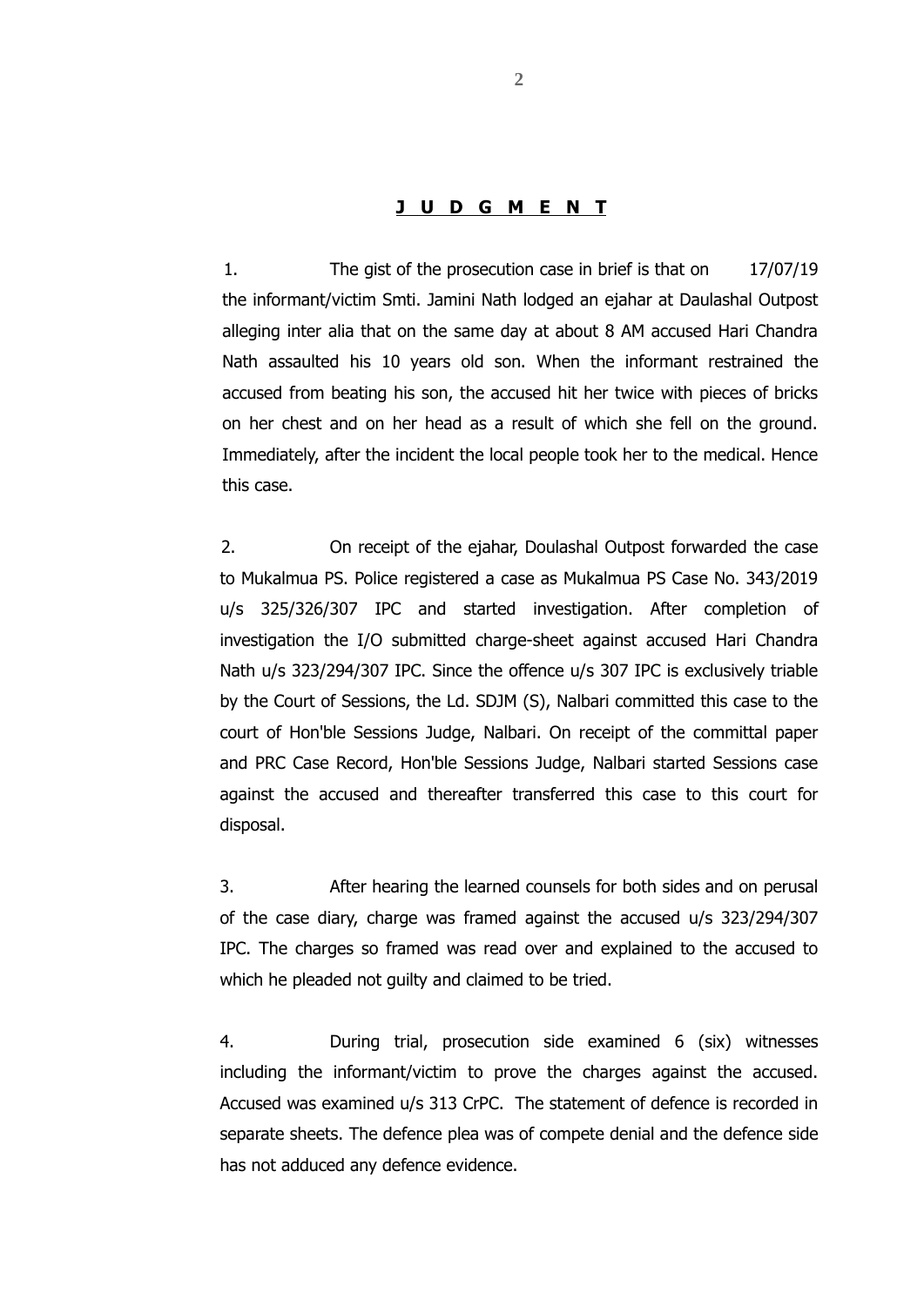## J U D G M E N T

1. The gist of the prosecution case in brief is that on 17/07/19 the informant/victim Smti. Jamini Nath lodged an ejahar at Daulashal Outpost alleging inter alia that on the same day at about 8 AM accused Hari Chandra Nath assaulted his 10 years old son. When the informant restrained the accused from beating his son, the accused hit her twice with pieces of bricks on her chest and on her head as a result of which she fell on the ground. Immediately, after the incident the local people took her to the medical. Hence this case.

2. On receipt of the ejahar, Doulashal Outpost forwarded the case to Mukalmua PS. Police registered a case as Mukalmua PS Case No. 343/2019 u/s 325/326/307 IPC and started investigation. After completion of investigation the I/O submitted charge-sheet against accused Hari Chandra Nath u/s 323/294/307 IPC. Since the offence u/s 307 IPC is exclusively triable by the Court of Sessions, the Ld. SDJM (S), Nalbari committed this case to the court of Hon'ble Sessions Judge, Nalbari. On receipt of the committal paper and PRC Case Record, Hon'ble Sessions Judge, Nalbari started Sessions case against the accused and thereafter transferred this case to this court for disposal.

3. After hearing the learned counsels for both sides and on perusal of the case diary, charge was framed against the accused u/s 323/294/307 IPC. The charges so framed was read over and explained to the accused to which he pleaded not guilty and claimed to be tried.

4. During trial, prosecution side examined 6 (six) witnesses including the informant/victim to prove the charges against the accused. Accused was examined u/s 313 CrPC. The statement of defence is recorded in separate sheets. The defence plea was of compete denial and the defence side has not adduced any defence evidence.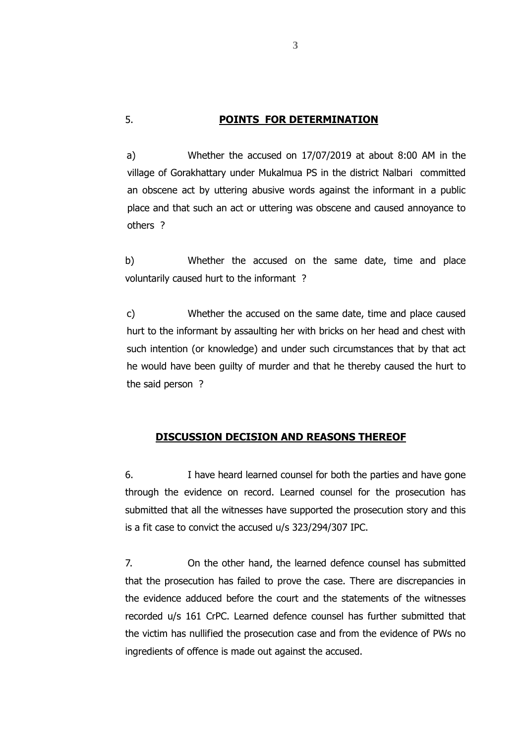5. **POINTS FOR DETERMINATION**

a) Whether the accused on 17/07/2019 at about 8:00 AM in the village of Gorakhattary under Mukalmua PS in the district Nalbari committed an obscene act by uttering abusive words against the informant in a public place and that such an act or uttering was obscene and caused annoyance to others ?

b) Whether the accused on the same date, time and place voluntarily caused hurt to the informant ?

c) Whether the accused on the same date, time and place caused hurt to the informant by assaulting her with bricks on her head and chest with such intention (or knowledge) and under such circumstances that by that act he would have been guilty of murder and that he thereby caused the hurt to the said person ?

**DISCUSSION DECISION AND REASONS THEREOF**

6. I have heard learned counsel for both the parties and have gone through the evidence on record. Learned counsel for the prosecution has submitted that all the witnesses have supported the prosecution story and this is a fit case to convict the accused u/s 323/294/307 IPC.

7. On the other hand, the learned defence counsel has submitted that the prosecution has failed to prove the case. There are discrepancies in the evidence adduced before the court and the statements of the witnesses recorded u/s 161 CrPC. Learned defence counsel has further submitted that the victim has nullified the prosecution case and from the evidence of PWs no ingredients of offence is made out against the accused.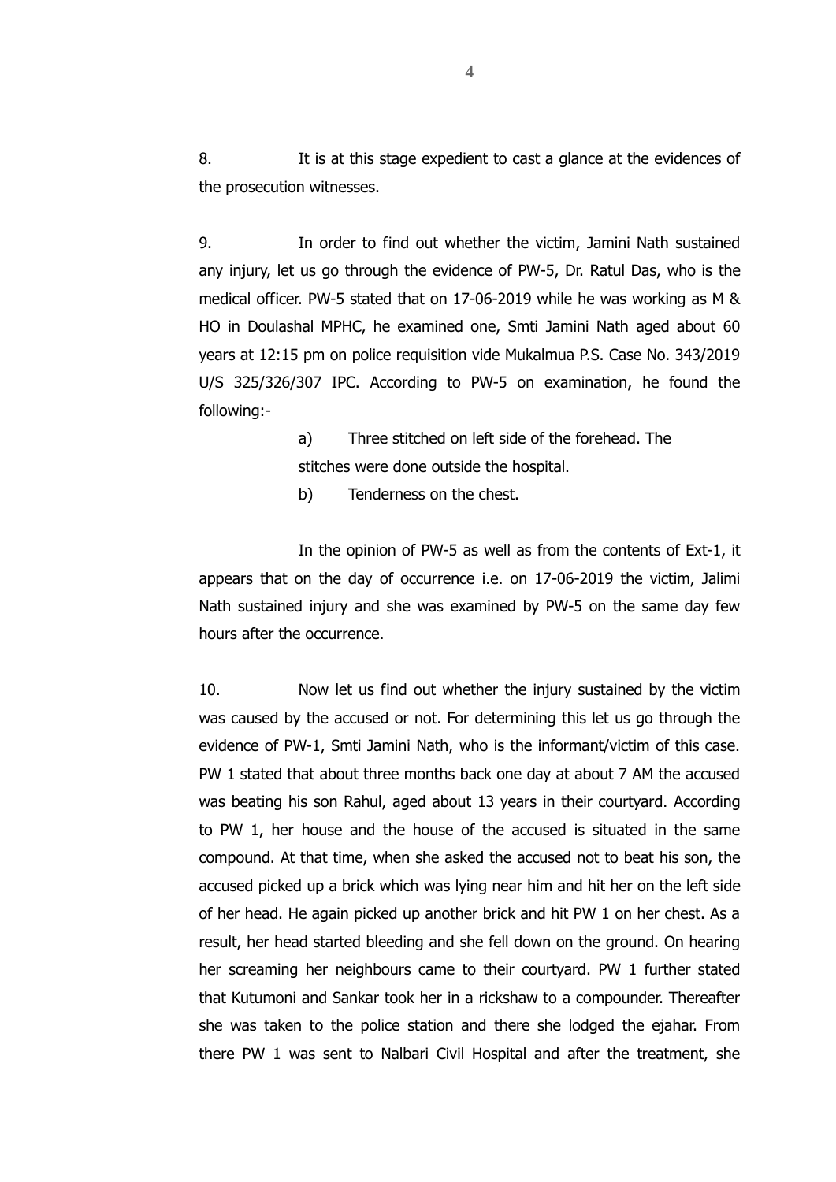8. It is at this stage expedient to cast a glance at the evidences of the prosecution witnesses.

9. In order to find out whether the victim, Jamini Nath sustained any injury, let us go through the evidence of PW-5, Dr. Ratul Das, who is the medical officer. PW-5 stated that on 17-06-2019 while he was working as M & HO in Doulashal MPHC, he examined one, Smti Jamini Nath aged about 60 years at 12:15 pm on police requisition vide Mukalmua P.S. Case No. 343/2019 U/S 325/326/307 IPC. According to PW-5 on examination, he found the following:-

> a) Three stitched on left side of the forehead. The stitches were done outside the hospital.
>
> b) Tenderness on the chest.

In the opinion of PW-5 as well as from the contents of Ext-1, it appears that on the day of occurrence i.e. on 17-06-2019 the victim, Jalimi Nath sustained injury and she was examined by PW-5 on the same day few hours after the occurrence.

10. Now let us find out whether the injury sustained by the victim was caused by the accused or not. For determining this let us go through the evidence of PW-1, Smti Jamini Nath, who is the informant/victim of this case. PW 1 stated that about three months back one day at about 7 AM the accused was beating his son Rahul, aged about 13 years in their courtyard. According to PW 1, her house and the house of the accused is situated in the same compound. At that time, when she asked the accused not to beat his son, the accused picked up a brick which was lying near him and hit her on the left side of her head. He again picked up another brick and hit PW 1 on her chest. As a result, her head started bleeding and she fell down on the ground. On hearing her screaming her neighbours came to their courtyard. PW 1 further stated that Kutumoni and Sankar took her in a rickshaw to a compounder. Thereafter she was taken to the police station and there she lodged the ejahar. From there PW 1 was sent to Nalbari Civil Hospital and after the treatment, she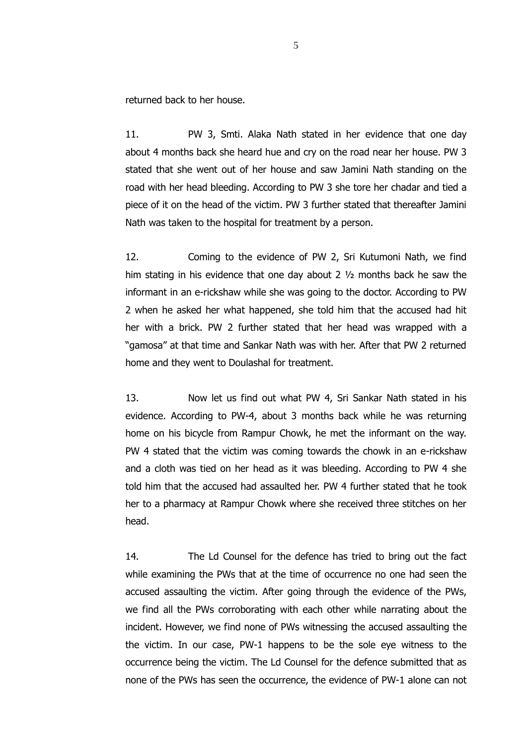returned back to her house.

11. PW 3, Smti. Alaka Nath stated in her evidence that one day about 4 months back she heard hue and cry on the road near her house. PW 3 stated that she went out of her house and saw Jamini Nath standing on the road with her head bleeding. According to PW 3 she tore her chadar and tied a piece of it on the head of the victim. PW 3 further stated that thereafter Jamini Nath was taken to the hospital for treatment by a person.

12. Coming to the evidence of PW 2, Sri Kutumoni Nath, we find him stating in his evidence that one day about 2 ½ months back he saw the informant in an e-rickshaw while she was going to the doctor. According to PW 2 when he asked her what happened, she told him that the accused had hit her with a brick. PW 2 further stated that her head was wrapped with a "gamosa" at that time and Sankar Nath was with her. After that PW 2 returned home and they went to Doulashal for treatment.

13. Now let us find out what PW 4, Sri Sankar Nath stated in his evidence. According to PW-4, about 3 months back while he was returning home on his bicycle from Rampur Chowk, he met the informant on the way. PW 4 stated that the victim was coming towards the chowk in an e-rickshaw and a cloth was tied on her head as it was bleeding. According to PW 4 she told him that the accused had assaulted her. PW 4 further stated that he took her to a pharmacy at Rampur Chowk where she received three stitches on her head.

14. The Ld Counsel for the defence has tried to bring out the fact while examining the PWs that at the time of occurrence no one had seen the accused assaulting the victim. After going through the evidence of the PWs, we find all the PWs corroborating with each other while narrating about the incident. However, we find none of PWs witnessing the accused assaulting the the victim. In our case, PW-1 happens to be the sole eye witness to the occurrence being the victim. The Ld Counsel for the defence submitted that as none of the PWs has seen the occurrence, the evidence of PW-1 alone can not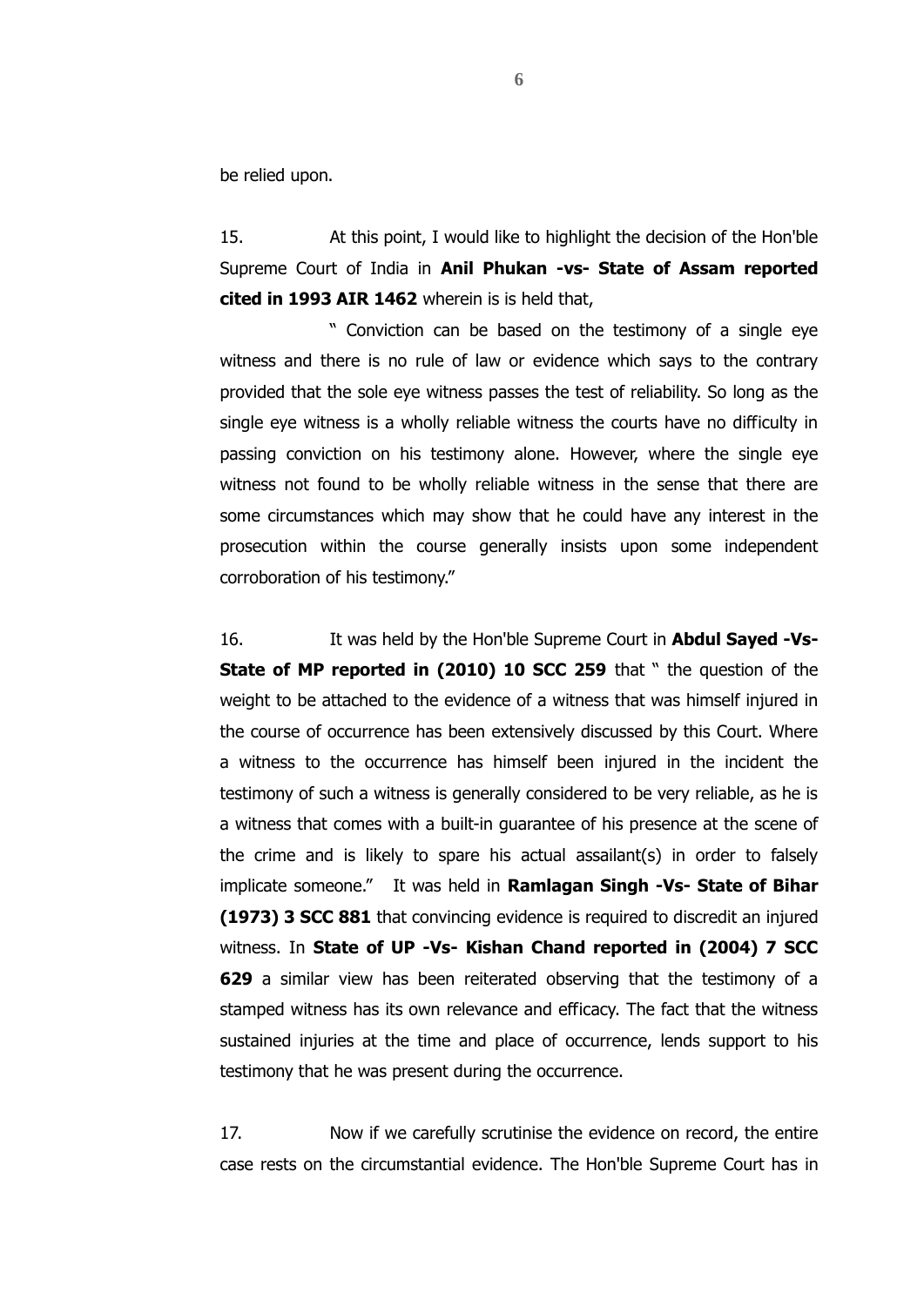be relied upon.

15. At this point, I would like to highlight the decision of the Hon'ble Supreme Court of India in **Anil Phukan -vs- State of Assam reported cited in 1993 AIR 1462** wherein is is held that,

" Conviction can be based on the testimony of a single eye witness and there is no rule of law or evidence which says to the contrary provided that the sole eye witness passes the test of reliability. So long as the single eye witness is a wholly reliable witness the courts have no difficulty in passing conviction on his testimony alone. However, where the single eye witness not found to be wholly reliable witness in the sense that there are some circumstances which may show that he could have any interest in the prosecution within the course generally insists upon some independent corroboration of his testimony."

16. It was held by the Hon'ble Supreme Court in **Abdul Sayed -Vs- State of MP reported in (2010) 10 SCC 259** that " the question of the weight to be attached to the evidence of a witness that was himself injured in the course of occurrence has been extensively discussed by this Court. Where a witness to the occurrence has himself been injured in the incident the testimony of such a witness is generally considered to be very reliable, as he is a witness that comes with a built-in guarantee of his presence at the scene of the crime and is likely to spare his actual assailant(s) in order to falsely implicate someone." It was held in **Ramlagan Singh -Vs- State of Bihar (1973) 3 SCC 881** that convincing evidence is required to discredit an injured witness. In **State of UP -Vs- Kishan Chand reported in (2004) 7 SCC 629** a similar view has been reiterated observing that the testimony of a stamped witness has its own relevance and efficacy. The fact that the witness sustained injuries at the time and place of occurrence, lends support to his testimony that he was present during the occurrence.

17. Now if we carefully scrutinise the evidence on record, the entire case rests on the circumstantial evidence. The Hon'ble Supreme Court has in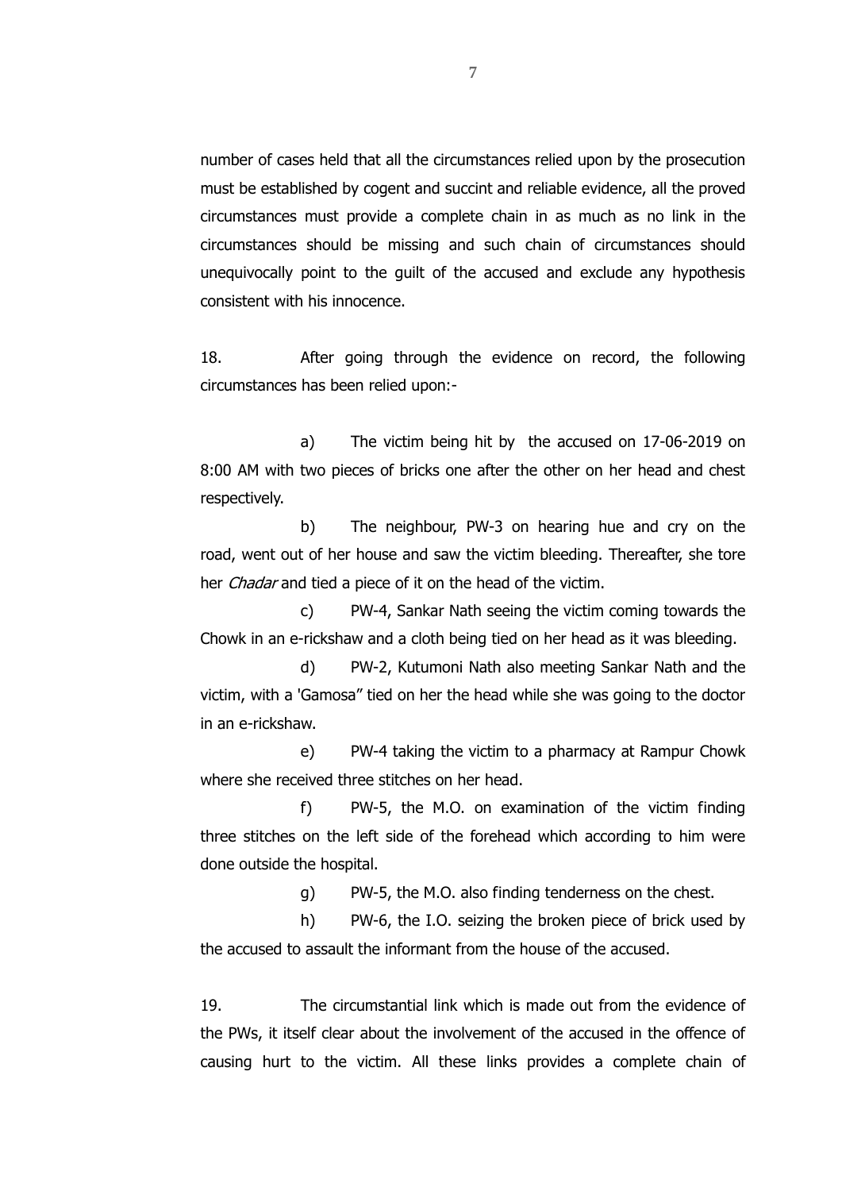number of cases held that all the circumstances relied upon by the prosecution must be established by cogent and succint and reliable evidence, all the proved circumstances must provide a complete chain in as much as no link in the circumstances should be missing and such chain of circumstances should unequivocally point to the guilt of the accused and exclude any hypothesis consistent with his innocence.

18. After going through the evidence on record, the following circumstances has been relied upon:-

a) The victim being hit by the accused on 17-06-2019 on 8:00 AM with two pieces of bricks one after the other on her head and chest respectively.

b) The neighbour, PW-3 on hearing hue and cry on the road, went out of her house and saw the victim bleeding. Thereafter, she tore her *Chadar* and tied a piece of it on the head of the victim.

c) PW-4, Sankar Nath seeing the victim coming towards the Chowk in an e-rickshaw and a cloth being tied on her head as it was bleeding.

d) PW-2, Kutumoni Nath also meeting Sankar Nath and the victim, with a 'Gamosa" tied on her the head while she was going to the doctor in an e-rickshaw.

e) PW-4 taking the victim to a pharmacy at Rampur Chowk where she received three stitches on her head.

f) PW-5, the M.O. on examination of the victim finding three stitches on the left side of the forehead which according to him were done outside the hospital.

g) PW-5, the M.O. also finding tenderness on the chest.

h) PW-6, the I.O. seizing the broken piece of brick used by the accused to assault the informant from the house of the accused.

19. The circumstantial link which is made out from the evidence of the PWs, it itself clear about the involvement of the accused in the offence of causing hurt to the victim. All these links provides a complete chain of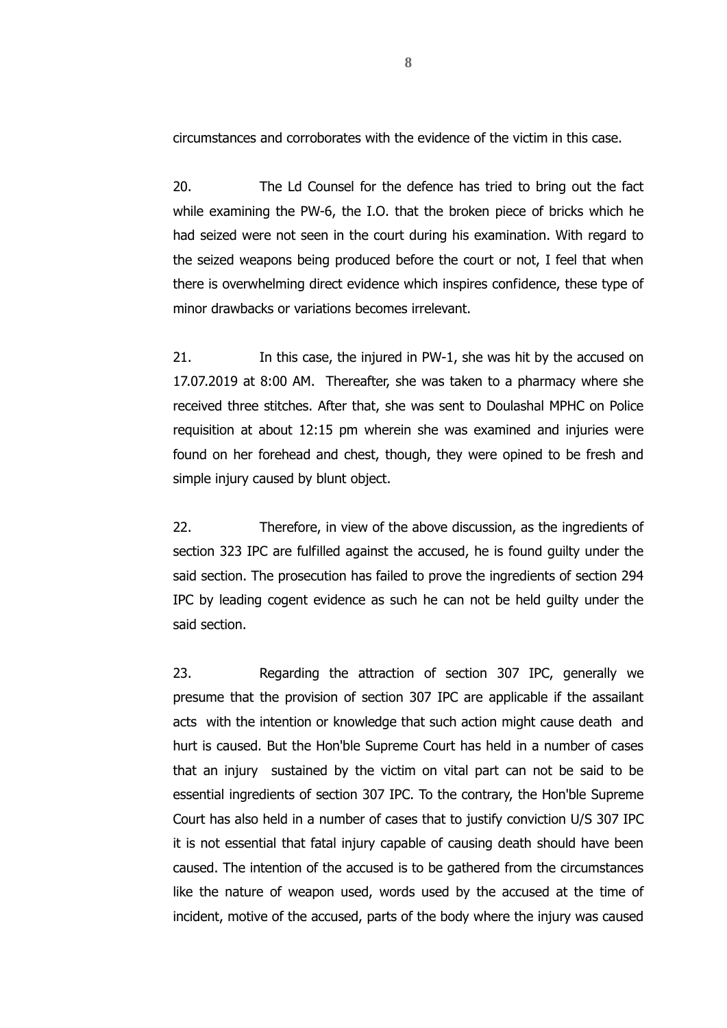circumstances and corroborates with the evidence of the victim in this case.

20. The Ld Counsel for the defence has tried to bring out the fact while examining the PW-6, the I.O. that the broken piece of bricks which he had seized were not seen in the court during his examination. With regard to the seized weapons being produced before the court or not, I feel that when there is overwhelming direct evidence which inspires confidence, these type of minor drawbacks or variations becomes irrelevant.

21. In this case, the injured in PW-1, she was hit by the accused on 17.07.2019 at 8:00 AM. Thereafter, she was taken to a pharmacy where she received three stitches. After that, she was sent to Doulashal MPHC on Police requisition at about 12:15 pm wherein she was examined and injuries were found on her forehead and chest, though, they were opined to be fresh and simple injury caused by blunt object.

22. Therefore, in view of the above discussion, as the ingredients of section 323 IPC are fulfilled against the accused, he is found guilty under the said section. The prosecution has failed to prove the ingredients of section 294 IPC by leading cogent evidence as such he can not be held guilty under the said section.

23. Regarding the attraction of section 307 IPC, generally we presume that the provision of section 307 IPC are applicable if the assailant acts with the intention or knowledge that such action might cause death and hurt is caused. But the Hon'ble Supreme Court has held in a number of cases that an injury sustained by the victim on vital part can not be said to be essential ingredients of section 307 IPC. To the contrary, the Hon'ble Supreme Court has also held in a number of cases that to justify conviction U/S 307 IPC it is not essential that fatal injury capable of causing death should have been caused. The intention of the accused is to be gathered from the circumstances like the nature of weapon used, words used by the accused at the time of incident, motive of the accused, parts of the body where the injury was caused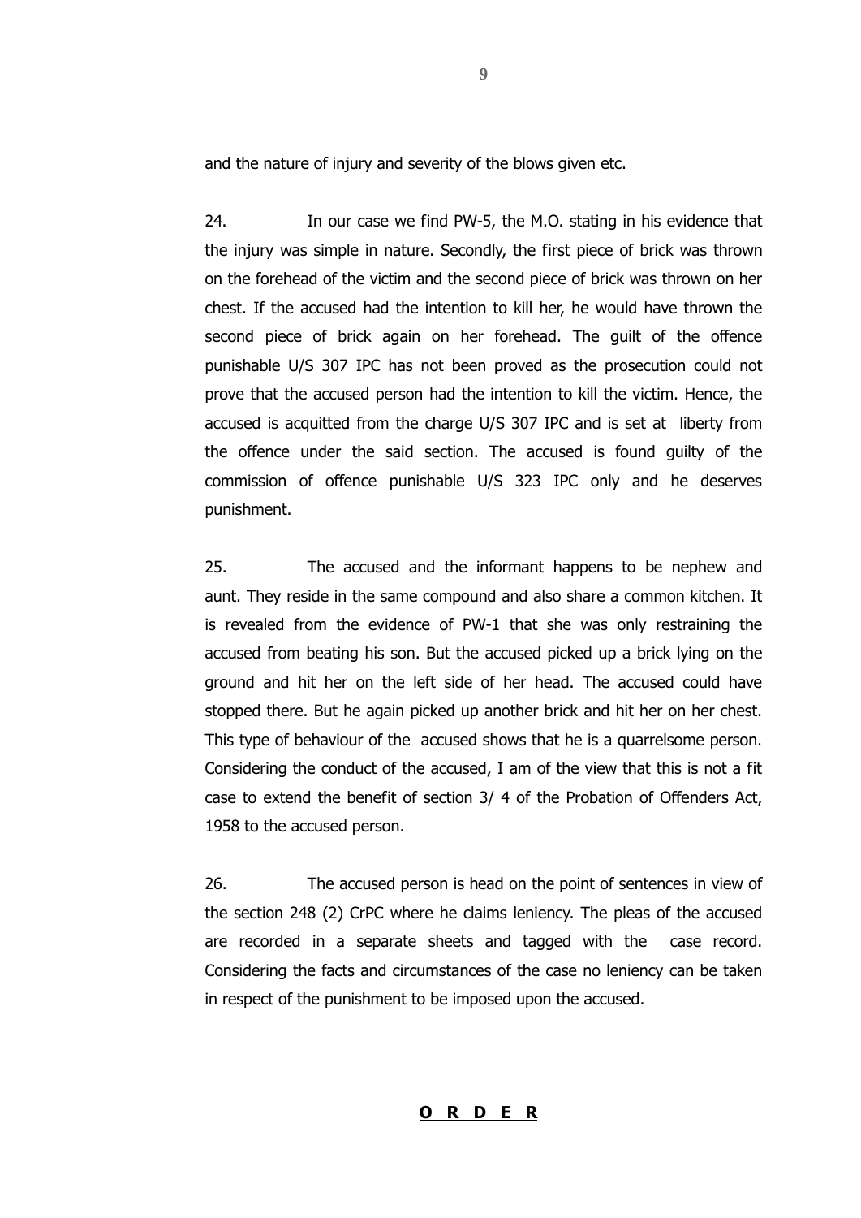and the nature of injury and severity of the blows given etc.

24. In our case we find PW-5, the M.O. stating in his evidence that the injury was simple in nature. Secondly, the first piece of brick was thrown on the forehead of the victim and the second piece of brick was thrown on her chest. If the accused had the intention to kill her, he would have thrown the second piece of brick again on her forehead. The guilt of the offence punishable U/S 307 IPC has not been proved as the prosecution could not prove that the accused person had the intention to kill the victim. Hence, the accused is acquitted from the charge U/S 307 IPC and is set at liberty from the offence under the said section. The accused is found guilty of the commission of offence punishable U/S 323 IPC only and he deserves punishment.

25. The accused and the informant happens to be nephew and aunt. They reside in the same compound and also share a common kitchen. It is revealed from the evidence of PW-1 that she was only restraining the accused from beating his son. But the accused picked up a brick lying on the ground and hit her on the left side of her head. The accused could have stopped there. But he again picked up another brick and hit her on her chest. This type of behaviour of the accused shows that he is a quarrelsome person. Considering the conduct of the accused, I am of the view that this is not a fit case to extend the benefit of section 3/ 4 of the Probation of Offenders Act, 1958 to the accused person.

26. The accused person is head on the point of sentences in view of the section 248 (2) CrPC where he claims leniency. The pleas of the accused are recorded in a separate sheets and tagged with the case record. Considering the facts and circumstances of the case no leniency can be taken in respect of the punishment to be imposed upon the accused.

## **O R D E R**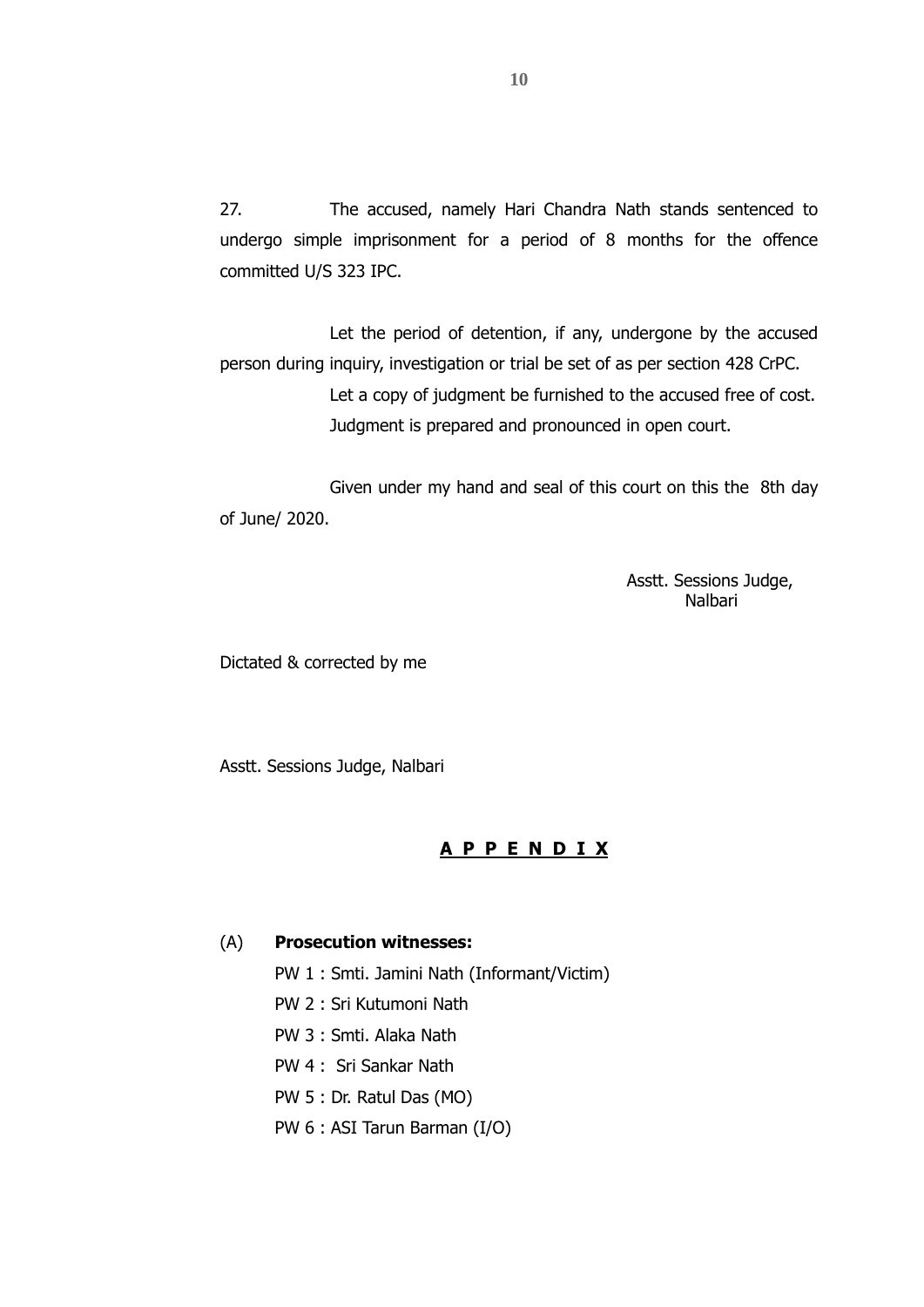27. The accused, namely Hari Chandra Nath stands sentenced to undergo simple imprisonment for a period of 8 months for the offence committed U/S 323 IPC.

Let the period of detention, if any, undergone by the accused person during inquiry, investigation or trial be set of as per section 428 CrPC.

Let a copy of judgment be furnished to the accused free of cost.

Judgment is prepared and pronounced in open court.

Given under my hand and seal of this court on this the 8th day of June/ 2020.

Asstt. Sessions Judge,
Nalbari

Dictated & corrected by me

Asstt. Sessions Judge, Nalbari

## A P P E N D I X

(A) **Prosecution witnesses:**

PW 1 : Smti. Jamini Nath (Informant/Victim)

PW 2 : Sri Kutumoni Nath

PW 3 : Smti. Alaka Nath

PW 4 : Sri Sankar Nath

PW 5 : Dr. Ratul Das (MO)

PW 6 : ASI Tarun Barman (I/O)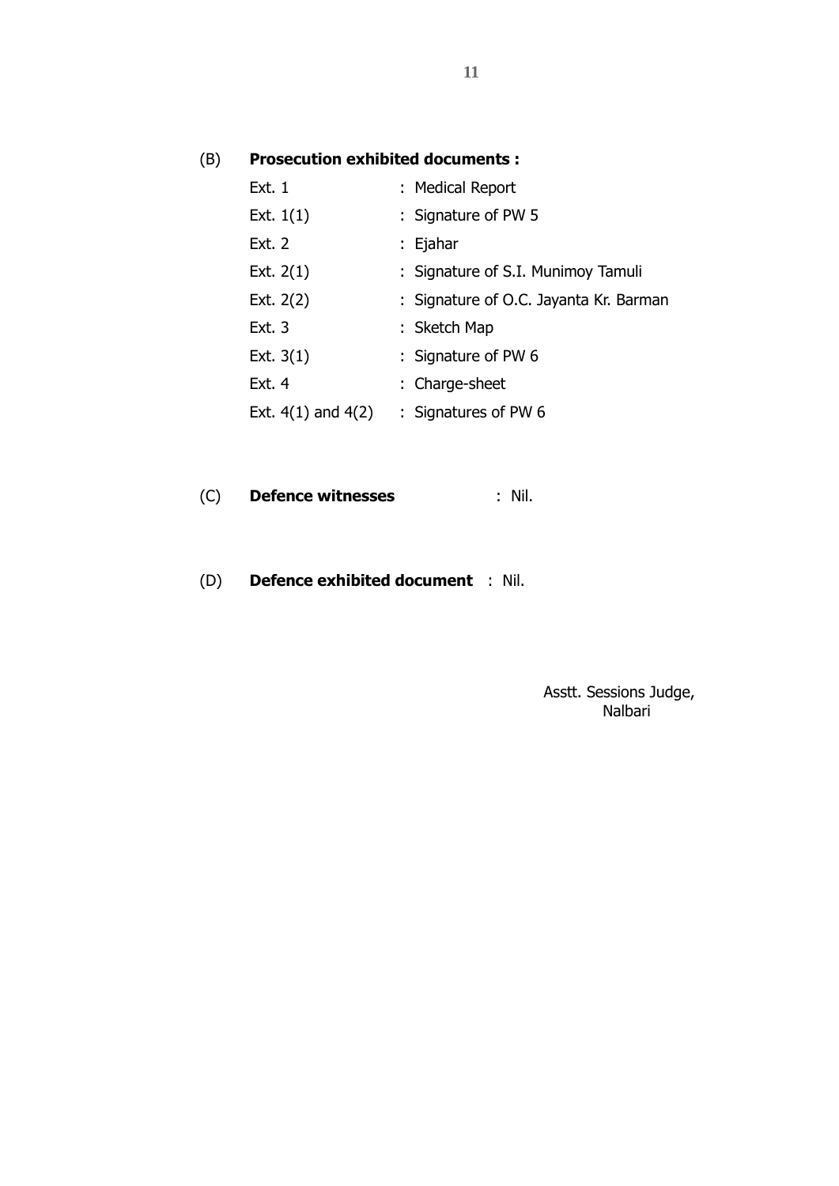(B) **Prosecution exhibited documents :**

| | |
|---|---|
| Ext. 1 | : Medical Report |
| Ext. 1(1) | : Signature of PW 5 |
| Ext. 2 | : Ejahar |
| Ext. 2(1) | : Signature of S.I. Munimoy Tamuli |
| Ext. 2(2) | : Signature of O.C. Jayanta Kr. Barman |
| Ext. 3 | : Sketch Map |
| Ext. 3(1) | : Signature of PW 6 |
| Ext. 4 | : Charge-sheet |
| Ext. 4(1) and 4(2) | : Signatures of PW 6 |

(C) **Defence witnesses** : Nil.

(D) **Defence exhibited document** : Nil.

Asstt. Sessions Judge,
Nalbari